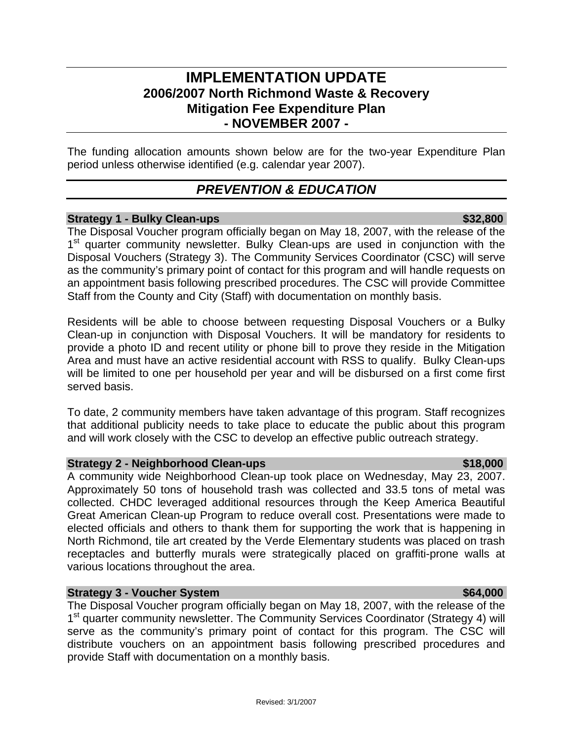# IMPLEMENTATION UPDATE
## 2006/2007 North Richmond Waste & Recovery Mitigation Fee Expenditure Plan
## - NOVEMBER 2007 -

The funding allocation amounts shown below are for the two-year Expenditure Plan period unless otherwise identified (e.g. calendar year 2007).

## *PREVENTION & EDUCATION*

### Strategy 1 - Bulky Clean-ups — $32,800

The Disposal Voucher program officially began on May 18, 2007, with the release of the 1st quarter community newsletter. Bulky Clean-ups are used in conjunction with the Disposal Vouchers (Strategy 3). The Community Services Coordinator (CSC) will serve as the community's primary point of contact for this program and will handle requests on an appointment basis following prescribed procedures. The CSC will provide Committee Staff from the County and City (Staff) with documentation on monthly basis.

Residents will be able to choose between requesting Disposal Vouchers or a Bulky Clean-up in conjunction with Disposal Vouchers. It will be mandatory for residents to provide a photo ID and recent utility or phone bill to prove they reside in the Mitigation Area and must have an active residential account with RSS to qualify. Bulky Clean-ups will be limited to one per household per year and will be disbursed on a first come first served basis.

To date, 2 community members have taken advantage of this program. Staff recognizes that additional publicity needs to take place to educate the public about this program and will work closely with the CSC to develop an effective public outreach strategy.

### Strategy 2 - Neighborhood Clean-ups — $18,000

A community wide Neighborhood Clean-up took place on Wednesday, May 23, 2007. Approximately 50 tons of household trash was collected and 33.5 tons of metal was collected. CHDC leveraged additional resources through the Keep America Beautiful Great American Clean-up Program to reduce overall cost. Presentations were made to elected officials and others to thank them for supporting the work that is happening in North Richmond, tile art created by the Verde Elementary students was placed on trash receptacles and butterfly murals were strategically placed on graffiti-prone walls at various locations throughout the area.

### Strategy 3 - Voucher System — $64,000

The Disposal Voucher program officially began on May 18, 2007, with the release of the 1st quarter community newsletter. The Community Services Coordinator (Strategy 4) will serve as the community's primary point of contact for this program. The CSC will distribute vouchers on an appointment basis following prescribed procedures and provide Staff with documentation on a monthly basis.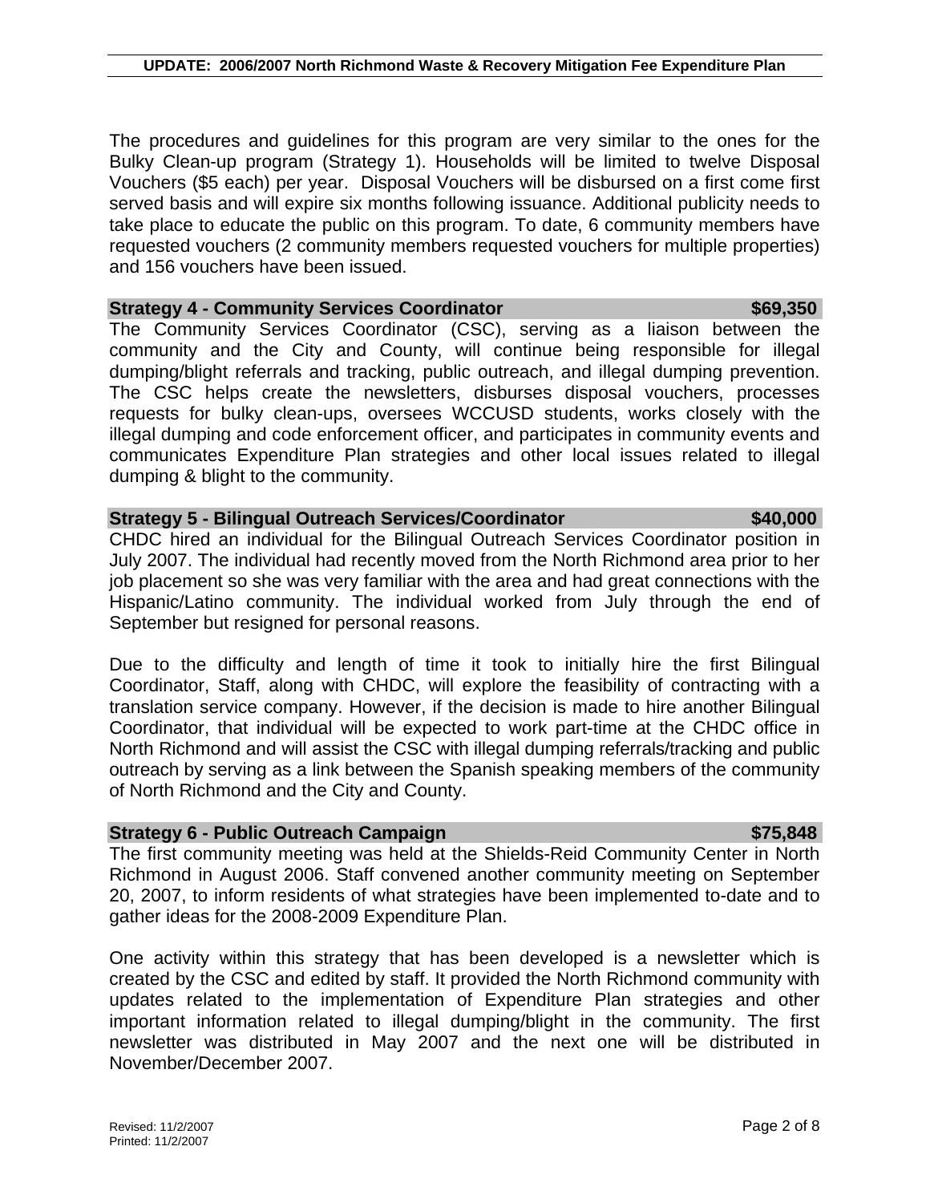The procedures and guidelines for this program are very similar to the ones for the Bulky Clean-up program (Strategy 1). Households will be limited to twelve Disposal Vouchers ($5 each) per year. Disposal Vouchers will be disbursed on a first come first served basis and will expire six months following issuance. Additional publicity needs to take place to educate the public on this program. To date, 6 community members have requested vouchers (2 community members requested vouchers for multiple properties) and 156 vouchers have been issued.

### Strategy 4 - Community Services Coordinator — $69,350

The Community Services Coordinator (CSC), serving as a liaison between the community and the City and County, will continue being responsible for illegal dumping/blight referrals and tracking, public outreach, and illegal dumping prevention. The CSC helps create the newsletters, disburses disposal vouchers, processes requests for bulky clean-ups, oversees WCCUSD students, works closely with the illegal dumping and code enforcement officer, and participates in community events and communicates Expenditure Plan strategies and other local issues related to illegal dumping & blight to the community.

### Strategy 5 - Bilingual Outreach Services/Coordinator — $40,000

CHDC hired an individual for the Bilingual Outreach Services Coordinator position in July 2007. The individual had recently moved from the North Richmond area prior to her job placement so she was very familiar with the area and had great connections with the Hispanic/Latino community. The individual worked from July through the end of September but resigned for personal reasons.

Due to the difficulty and length of time it took to initially hire the first Bilingual Coordinator, Staff, along with CHDC, will explore the feasibility of contracting with a translation service company. However, if the decision is made to hire another Bilingual Coordinator, that individual will be expected to work part-time at the CHDC office in North Richmond and will assist the CSC with illegal dumping referrals/tracking and public outreach by serving as a link between the Spanish speaking members of the community of North Richmond and the City and County.

### Strategy 6 - Public Outreach Campaign — $75,848

The first community meeting was held at the Shields-Reid Community Center in North Richmond in August 2006. Staff convened another community meeting on September 20, 2007, to inform residents of what strategies have been implemented to-date and to gather ideas for the 2008-2009 Expenditure Plan.

One activity within this strategy that has been developed is a newsletter which is created by the CSC and edited by staff. It provided the North Richmond community with updates related to the implementation of Expenditure Plan strategies and other important information related to illegal dumping/blight in the community. The first newsletter was distributed in May 2007 and the next one will be distributed in November/December 2007.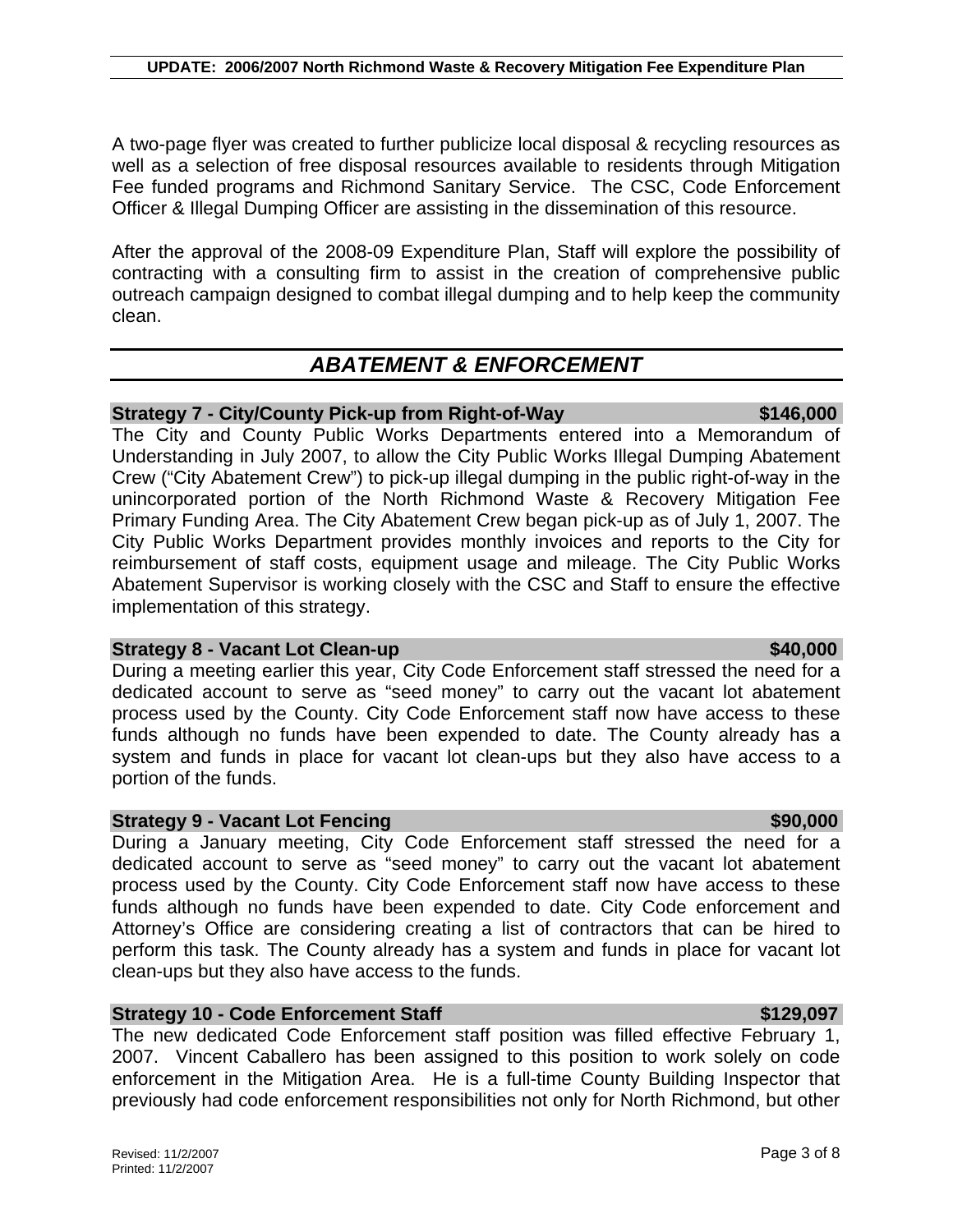A two-page flyer was created to further publicize local disposal & recycling resources as well as a selection of free disposal resources available to residents through Mitigation Fee funded programs and Richmond Sanitary Service. The CSC, Code Enforcement Officer & Illegal Dumping Officer are assisting in the dissemination of this resource.

After the approval of the 2008-09 Expenditure Plan, Staff will explore the possibility of contracting with a consulting firm to assist in the creation of comprehensive public outreach campaign designed to combat illegal dumping and to help keep the community clean.

## *ABATEMENT & ENFORCEMENT*

**Strategy 7 - City/County Pick-up from Right-of-Way — $146,000**

The City and County Public Works Departments entered into a Memorandum of Understanding in July 2007, to allow the City Public Works Illegal Dumping Abatement Crew ("City Abatement Crew") to pick-up illegal dumping in the public right-of-way in the unincorporated portion of the North Richmond Waste & Recovery Mitigation Fee Primary Funding Area. The City Abatement Crew began pick-up as of July 1, 2007. The City Public Works Department provides monthly invoices and reports to the City for reimbursement of staff costs, equipment usage and mileage. The City Public Works Abatement Supervisor is working closely with the CSC and Staff to ensure the effective implementation of this strategy.

**Strategy 8 - Vacant Lot Clean-up — $40,000**

During a meeting earlier this year, City Code Enforcement staff stressed the need for a dedicated account to serve as "seed money" to carry out the vacant lot abatement process used by the County. City Code Enforcement staff now have access to these funds although no funds have been expended to date. The County already has a system and funds in place for vacant lot clean-ups but they also have access to a portion of the funds.

**Strategy 9 - Vacant Lot Fencing — $90,000**

During a January meeting, City Code Enforcement staff stressed the need for a dedicated account to serve as "seed money" to carry out the vacant lot abatement process used by the County. City Code Enforcement staff now have access to these funds although no funds have been expended to date. City Code enforcement and Attorney's Office are considering creating a list of contractors that can be hired to perform this task. The County already has a system and funds in place for vacant lot clean-ups but they also have access to the funds.

**Strategy 10 - Code Enforcement Staff — $129,097**

The new dedicated Code Enforcement staff position was filled effective February 1, 2007. Vincent Caballero has been assigned to this position to work solely on code enforcement in the Mitigation Area. He is a full-time County Building Inspector that previously had code enforcement responsibilities not only for North Richmond, but other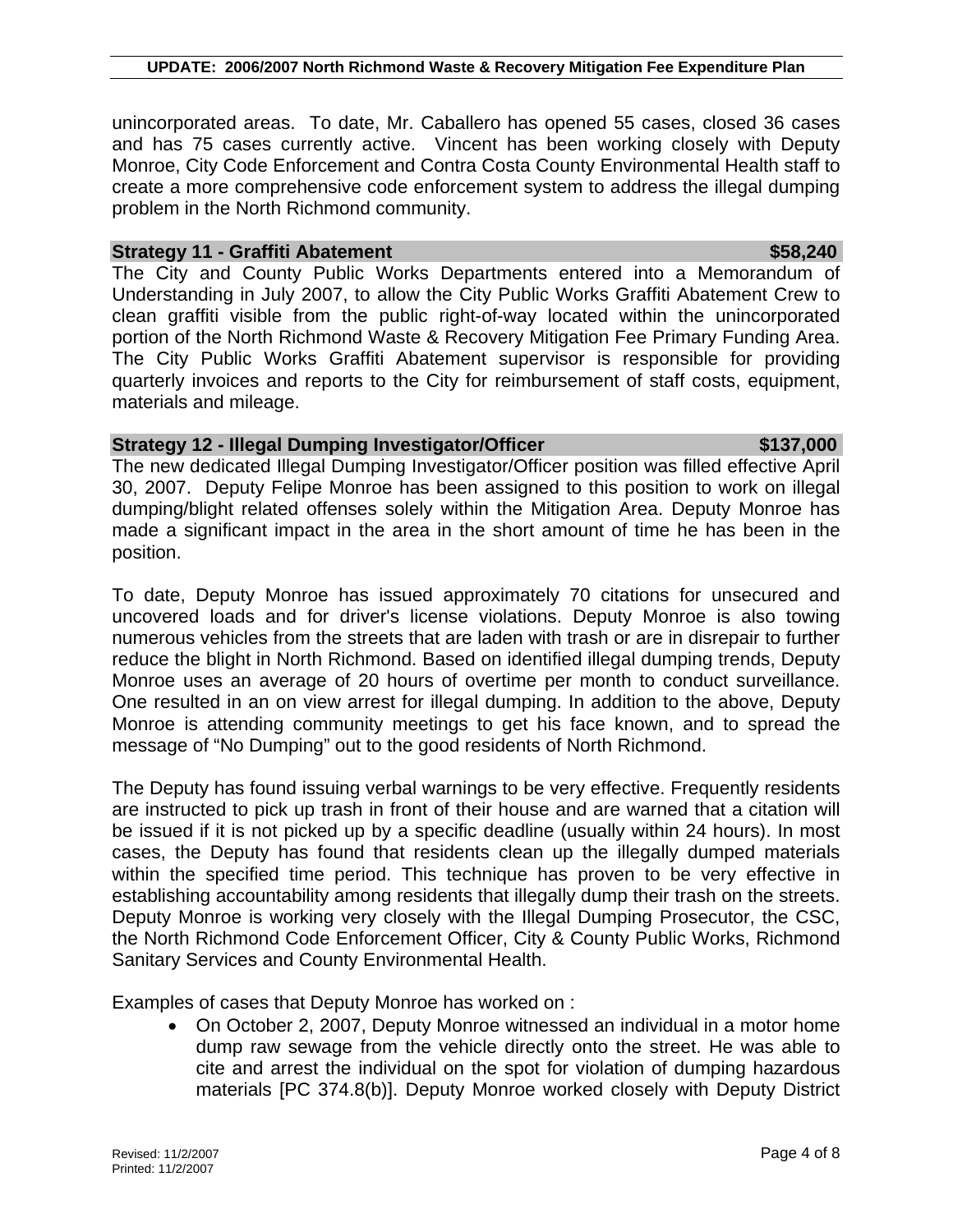unincorporated areas. To date, Mr. Caballero has opened 55 cases, closed 36 cases and has 75 cases currently active. Vincent has been working closely with Deputy Monroe, City Code Enforcement and Contra Costa County Environmental Health staff to create a more comprehensive code enforcement system to address the illegal dumping problem in the North Richmond community.

### Strategy 11 - Graffiti Abatement — $58,240

The City and County Public Works Departments entered into a Memorandum of Understanding in July 2007, to allow the City Public Works Graffiti Abatement Crew to clean graffiti visible from the public right-of-way located within the unincorporated portion of the North Richmond Waste & Recovery Mitigation Fee Primary Funding Area. The City Public Works Graffiti Abatement supervisor is responsible for providing quarterly invoices and reports to the City for reimbursement of staff costs, equipment, materials and mileage.

### Strategy 12 - Illegal Dumping Investigator/Officer — $137,000

The new dedicated Illegal Dumping Investigator/Officer position was filled effective April 30, 2007. Deputy Felipe Monroe has been assigned to this position to work on illegal dumping/blight related offenses solely within the Mitigation Area. Deputy Monroe has made a significant impact in the area in the short amount of time he has been in the position.

To date, Deputy Monroe has issued approximately 70 citations for unsecured and uncovered loads and for driver's license violations. Deputy Monroe is also towing numerous vehicles from the streets that are laden with trash or are in disrepair to further reduce the blight in North Richmond. Based on identified illegal dumping trends, Deputy Monroe uses an average of 20 hours of overtime per month to conduct surveillance. One resulted in an on view arrest for illegal dumping. In addition to the above, Deputy Monroe is attending community meetings to get his face known, and to spread the message of "No Dumping" out to the good residents of North Richmond.

The Deputy has found issuing verbal warnings to be very effective. Frequently residents are instructed to pick up trash in front of their house and are warned that a citation will be issued if it is not picked up by a specific deadline (usually within 24 hours). In most cases, the Deputy has found that residents clean up the illegally dumped materials within the specified time period. This technique has proven to be very effective in establishing accountability among residents that illegally dump their trash on the streets. Deputy Monroe is working very closely with the Illegal Dumping Prosecutor, the CSC, the North Richmond Code Enforcement Officer, City & County Public Works, Richmond Sanitary Services and County Environmental Health.

Examples of cases that Deputy Monroe has worked on :

- On October 2, 2007, Deputy Monroe witnessed an individual in a motor home dump raw sewage from the vehicle directly onto the street. He was able to cite and arrest the individual on the spot for violation of dumping hazardous materials [PC 374.8(b)]. Deputy Monroe worked closely with Deputy District

Revised: 11/2/2007
Printed: 11/2/2007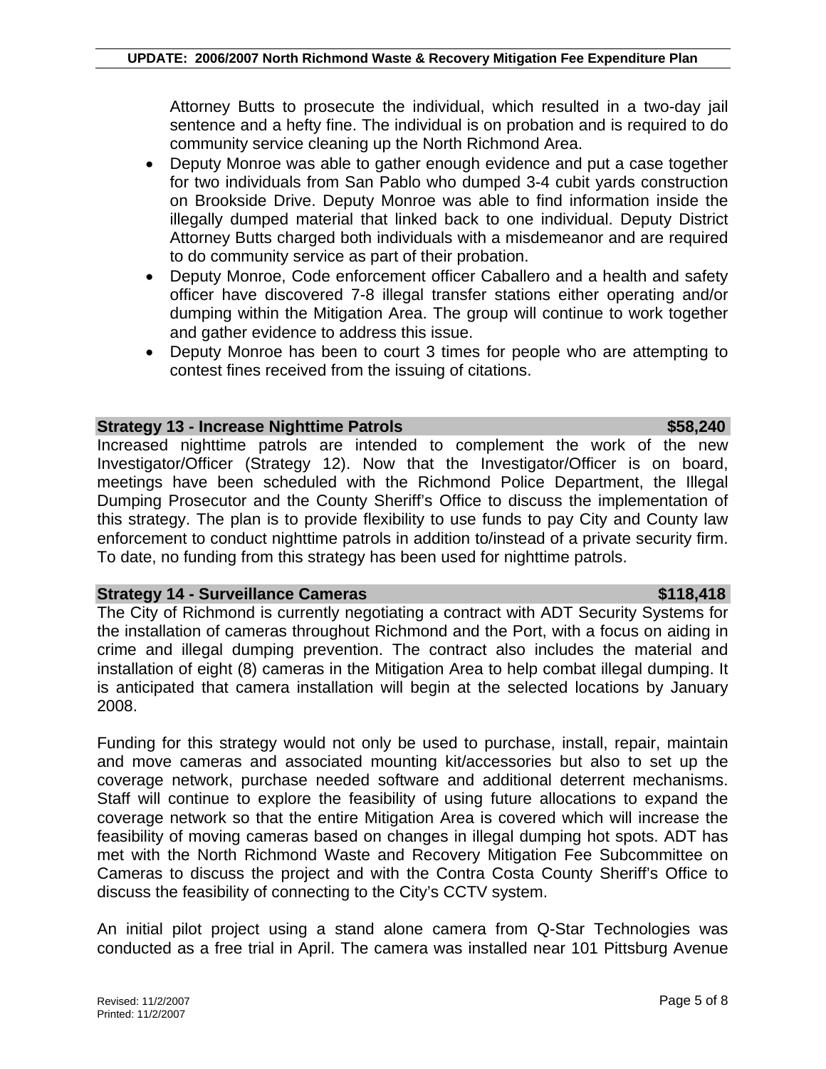Attorney Butts to prosecute the individual, which resulted in a two-day jail sentence and a hefty fine. The individual is on probation and is required to do community service cleaning up the North Richmond Area.

- Deputy Monroe was able to gather enough evidence and put a case together for two individuals from San Pablo who dumped 3-4 cubit yards construction on Brookside Drive. Deputy Monroe was able to find information inside the illegally dumped material that linked back to one individual. Deputy District Attorney Butts charged both individuals with a misdemeanor and are required to do community service as part of their probation.
- Deputy Monroe, Code enforcement officer Caballero and a health and safety officer have discovered 7-8 illegal transfer stations either operating and/or dumping within the Mitigation Area. The group will continue to work together and gather evidence to address this issue.
- Deputy Monroe has been to court 3 times for people who are attempting to contest fines received from the issuing of citations.

**Strategy 13 - Increase Nighttime Patrols $58,240**

Increased nighttime patrols are intended to complement the work of the new Investigator/Officer (Strategy 12). Now that the Investigator/Officer is on board, meetings have been scheduled with the Richmond Police Department, the Illegal Dumping Prosecutor and the County Sheriff's Office to discuss the implementation of this strategy. The plan is to provide flexibility to use funds to pay City and County law enforcement to conduct nighttime patrols in addition to/instead of a private security firm. To date, no funding from this strategy has been used for nighttime patrols.

**Strategy 14 - Surveillance Cameras $118,418**

The City of Richmond is currently negotiating a contract with ADT Security Systems for the installation of cameras throughout Richmond and the Port, with a focus on aiding in crime and illegal dumping prevention. The contract also includes the material and installation of eight (8) cameras in the Mitigation Area to help combat illegal dumping. It is anticipated that camera installation will begin at the selected locations by January 2008.

Funding for this strategy would not only be used to purchase, install, repair, maintain and move cameras and associated mounting kit/accessories but also to set up the coverage network, purchase needed software and additional deterrent mechanisms. Staff will continue to explore the feasibility of using future allocations to expand the coverage network so that the entire Mitigation Area is covered which will increase the feasibility of moving cameras based on changes in illegal dumping hot spots. ADT has met with the North Richmond Waste and Recovery Mitigation Fee Subcommittee on Cameras to discuss the project and with the Contra Costa County Sheriff's Office to discuss the feasibility of connecting to the City's CCTV system.

An initial pilot project using a stand alone camera from Q-Star Technologies was conducted as a free trial in April. The camera was installed near 101 Pittsburg Avenue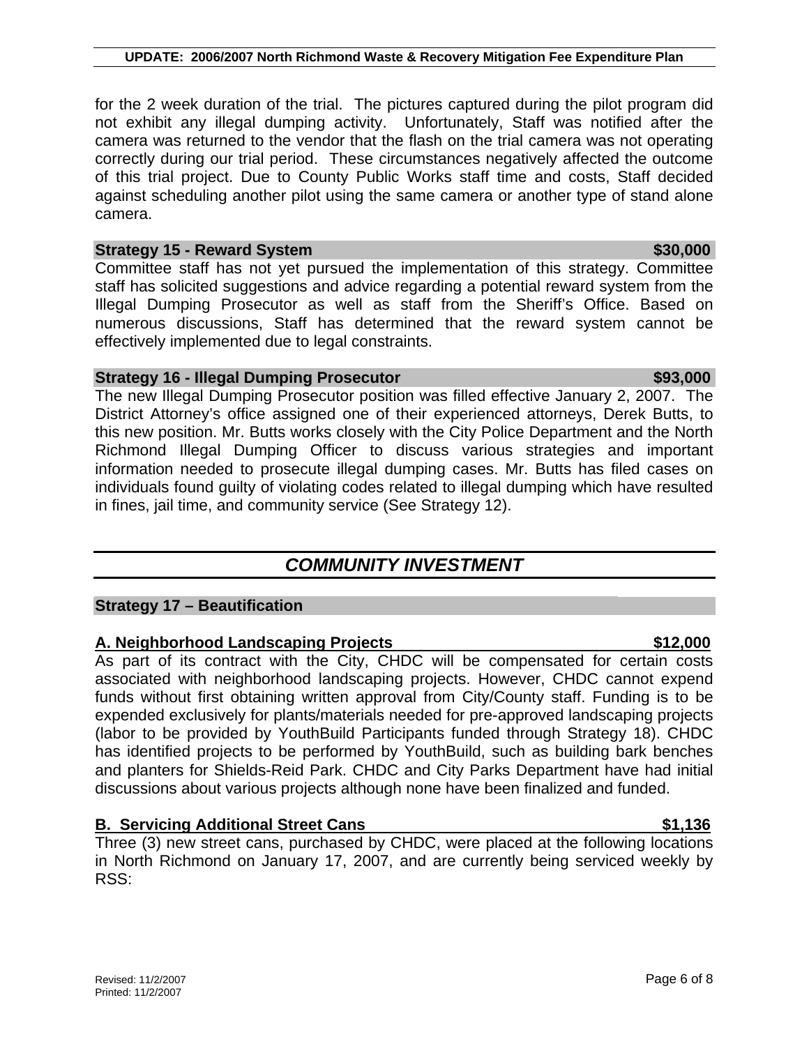for the 2 week duration of the trial. The pictures captured during the pilot program did not exhibit any illegal dumping activity. Unfortunately, Staff was notified after the camera was returned to the vendor that the flash on the trial camera was not operating correctly during our trial period. These circumstances negatively affected the outcome of this trial project. Due to County Public Works staff time and costs, Staff decided against scheduling another pilot using the same camera or another type of stand alone camera.

### Strategy 15 - Reward System — $30,000

Committee staff has not yet pursued the implementation of this strategy. Committee staff has solicited suggestions and advice regarding a potential reward system from the Illegal Dumping Prosecutor as well as staff from the Sheriff's Office. Based on numerous discussions, Staff has determined that the reward system cannot be effectively implemented due to legal constraints.

### Strategy 16 - Illegal Dumping Prosecutor — $93,000

The new Illegal Dumping Prosecutor position was filled effective January 2, 2007. The District Attorney's office assigned one of their experienced attorneys, Derek Butts, to this new position. Mr. Butts works closely with the City Police Department and the North Richmond Illegal Dumping Officer to discuss various strategies and important information needed to prosecute illegal dumping cases. Mr. Butts has filed cases on individuals found guilty of violating codes related to illegal dumping which have resulted in fines, jail time, and community service (See Strategy 12).

## *COMMUNITY INVESTMENT*

### Strategy 17 – Beautification

#### A. Neighborhood Landscaping Projects — $12,000

As part of its contract with the City, CHDC will be compensated for certain costs associated with neighborhood landscaping projects. However, CHDC cannot expend funds without first obtaining written approval from City/County staff. Funding is to be expended exclusively for plants/materials needed for pre-approved landscaping projects (labor to be provided by YouthBuild Participants funded through Strategy 18). CHDC has identified projects to be performed by YouthBuild, such as building bark benches and planters for Shields-Reid Park. CHDC and City Parks Department have had initial discussions about various projects although none have been finalized and funded.

#### B. Servicing Additional Street Cans — $1,136

Three (3) new street cans, purchased by CHDC, were placed at the following locations in North Richmond on January 17, 2007, and are currently being serviced weekly by RSS: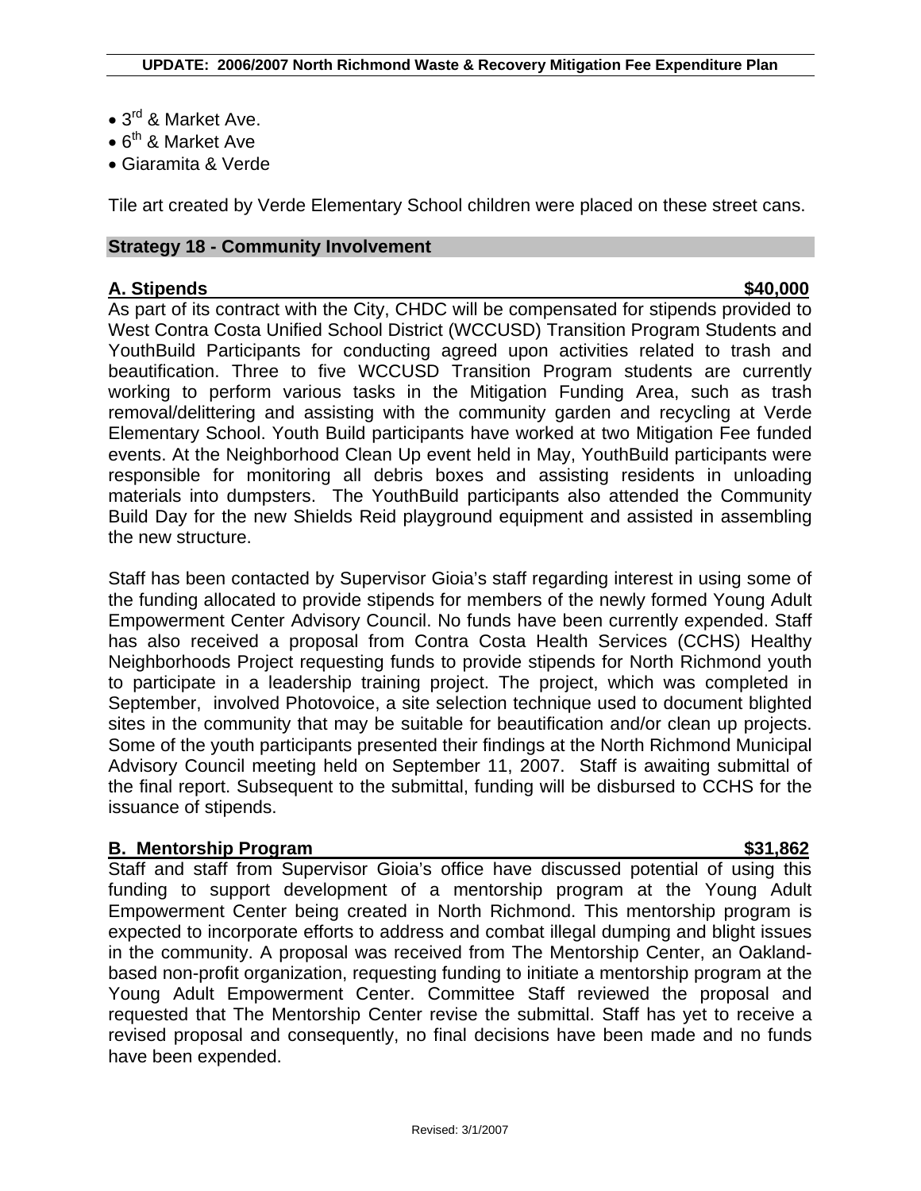- 3rd & Market Ave.
- 6th & Market Ave
- Giaramita & Verde

Tile art created by Verde Elementary School children were placed on these street cans.

## Strategy 18 - Community Involvement

### A. Stipends — $40,000

As part of its contract with the City, CHDC will be compensated for stipends provided to West Contra Costa Unified School District (WCCUSD) Transition Program Students and YouthBuild Participants for conducting agreed upon activities related to trash and beautification. Three to five WCCUSD Transition Program students are currently working to perform various tasks in the Mitigation Funding Area, such as trash removal/delittering and assisting with the community garden and recycling at Verde Elementary School. Youth Build participants have worked at two Mitigation Fee funded events. At the Neighborhood Clean Up event held in May, YouthBuild participants were responsible for monitoring all debris boxes and assisting residents in unloading materials into dumpsters. The YouthBuild participants also attended the Community Build Day for the new Shields Reid playground equipment and assisted in assembling the new structure.

Staff has been contacted by Supervisor Gioia's staff regarding interest in using some of the funding allocated to provide stipends for members of the newly formed Young Adult Empowerment Center Advisory Council. No funds have been currently expended. Staff has also received a proposal from Contra Costa Health Services (CCHS) Healthy Neighborhoods Project requesting funds to provide stipends for North Richmond youth to participate in a leadership training project. The project, which was completed in September, involved Photovoice, a site selection technique used to document blighted sites in the community that may be suitable for beautification and/or clean up projects. Some of the youth participants presented their findings at the North Richmond Municipal Advisory Council meeting held on September 11, 2007. Staff is awaiting submittal of the final report. Subsequent to the submittal, funding will be disbursed to CCHS for the issuance of stipends.

### B. Mentorship Program — $31,862

Staff and staff from Supervisor Gioia's office have discussed potential of using this funding to support development of a mentorship program at the Young Adult Empowerment Center being created in North Richmond. This mentorship program is expected to incorporate efforts to address and combat illegal dumping and blight issues in the community. A proposal was received from The Mentorship Center, an Oakland-based non-profit organization, requesting funding to initiate a mentorship program at the Young Adult Empowerment Center. Committee Staff reviewed the proposal and requested that The Mentorship Center revise the submittal. Staff has yet to receive a revised proposal and consequently, no final decisions have been made and no funds have been expended.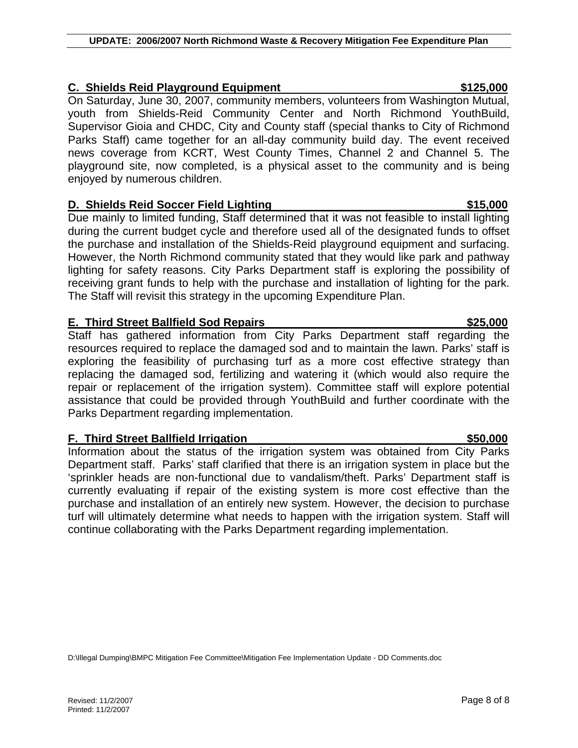**C. Shields Reid Playground Equipment $125,000**

On Saturday, June 30, 2007, community members, volunteers from Washington Mutual, youth from Shields-Reid Community Center and North Richmond YouthBuild, Supervisor Gioia and CHDC, City and County staff (special thanks to City of Richmond Parks Staff) came together for an all-day community build day. The event received news coverage from KCRT, West County Times, Channel 2 and Channel 5. The playground site, now completed, is a physical asset to the community and is being enjoyed by numerous children.

**D. Shields Reid Soccer Field Lighting $15,000**

Due mainly to limited funding, Staff determined that it was not feasible to install lighting during the current budget cycle and therefore used all of the designated funds to offset the purchase and installation of the Shields-Reid playground equipment and surfacing. However, the North Richmond community stated that they would like park and pathway lighting for safety reasons. City Parks Department staff is exploring the possibility of receiving grant funds to help with the purchase and installation of lighting for the park. The Staff will revisit this strategy in the upcoming Expenditure Plan.

**E. Third Street Ballfield Sod Repairs $25,000**

Staff has gathered information from City Parks Department staff regarding the resources required to replace the damaged sod and to maintain the lawn. Parks' staff is exploring the feasibility of purchasing turf as a more cost effective strategy than replacing the damaged sod, fertilizing and watering it (which would also require the repair or replacement of the irrigation system). Committee staff will explore potential assistance that could be provided through YouthBuild and further coordinate with the Parks Department regarding implementation.

**F. Third Street Ballfield Irrigation $50,000**

Information about the status of the irrigation system was obtained from City Parks Department staff. Parks' staff clarified that there is an irrigation system in place but the 'sprinkler heads are non-functional due to vandalism/theft. Parks' Department staff is currently evaluating if repair of the existing system is more cost effective than the purchase and installation of an entirely new system. However, the decision to purchase turf will ultimately determine what needs to happen with the irrigation system. Staff will continue collaborating with the Parks Department regarding implementation.